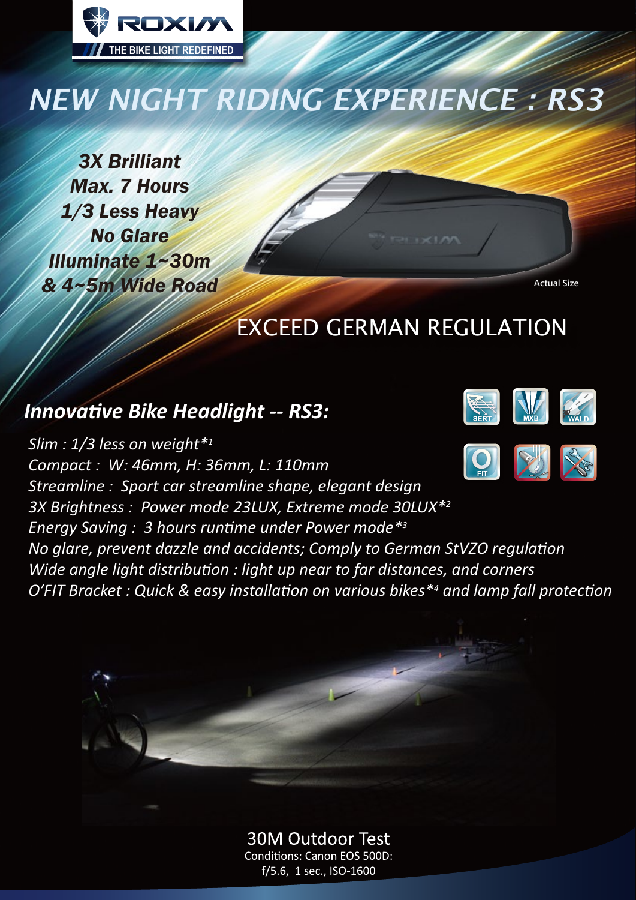ROXIM

THE BIKE LIGHT REDEFINED

# NEW NIGHT RIDING EXPERIENCE : RS3

***3X Brilliant***
***Max. 7 Hours***
***1/3 Less Heavy***
***No Glare***
***Illuminate 1~30m***
***& 4~5m Wide Road***

Actual Size

## EXCEED GERMAN REGULATION

## *Innovative Bike Headlight -- RS3:*

SERT MXB WALD FIT

*Slim : 1/3 less on weight\*[1]*
*Compact : W: 46mm, H: 36mm, L: 110mm*
*Streamline : Sport car streamline shape, elegant design*
*3X Brightness : Power mode 23LUX, Extreme mode 30LUX\*[2]*
*Energy Saving : 3 hours runtime under Power mode\*[3]*
*No glare, prevent dazzle and accidents; Comply to German StVZO regulation*
*Wide angle light distribution : light up near to far distances, and corners*
*O'FIT Bracket : Quick & easy installation on various bikes\*[4] and lamp fall protection*

30M Outdoor Test
Conditions: Canon EOS 500D:
f/5.6, 1 sec., ISO-1600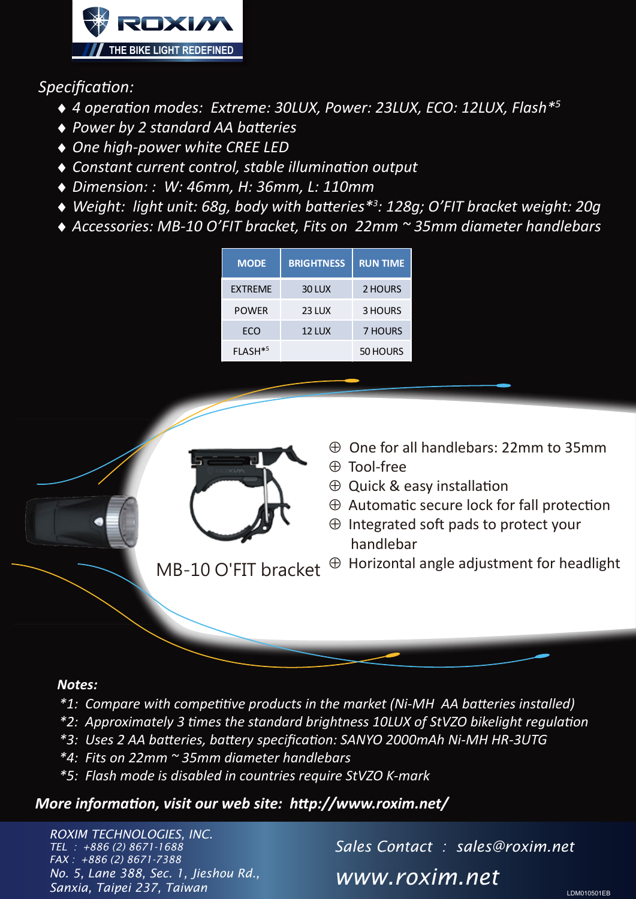ROXIM — THE BIKE LIGHT REDEFINED

*Specification:*

- *4 operation modes: Extreme: 30LUX, Power: 23LUX, ECO: 12LUX, Flash*[*5]*
- *Power by 2 standard AA batteries*
- *One high-power white CREE LED*
- *Constant current control, stable illumination output*
- *Dimension: : W: 46mm, H: 36mm, L: 110mm*
- *Weight: light unit: 68g, body with batteries*[*3]*: 128g; O'FIT bracket weight: 20g*
- *Accessories: MB-10 O'FIT bracket, Fits on 22mm ~ 35mm diameter handlebars*

| MODE | BRIGHTNESS | RUN TIME |
|---|---|---|
| EXTREME | 30 LUX | 2 HOURS |
| POWER | 23 LUX | 3 HOURS |
| ECO | 12 LUX | 7 HOURS |
| FLASH*[5] | | 50 HOURS |

MB-10 O'FIT bracket

- ⊕ One for all handlebars: 22mm to 35mm
- ⊕ Tool-free
- ⊕ Quick & easy installation
- ⊕ Automatic secure lock for fall protection
- ⊕ Integrated soft pads to protect your handlebar
- ⊕ Horizontal angle adjustment for headlight

***Notes:***

*1: Compare with competitive products in the market (Ni-MH AA batteries installed)*
*2: Approximately 3 times the standard brightness 10LUX of StVZO bikelight regulation*
*3: Uses 2 AA batteries, battery specification: SANYO 2000mAh Ni-MH HR-3UTG*
*4: Fits on 22mm ~ 35mm diameter handlebars*
*5: Flash mode is disabled in countries require StVZO K-mark*

***More information, visit our web site: http://www.roxim.net/***

*ROXIM TECHNOLOGIES, INC.*
*TEL : +886 (2) 8671-1688*
*FAX : +886 (2) 8671-7388*
*No. 5, Lane 388, Sec. 1, Jieshou Rd.,*
*Sanxia, Taipei 237, Taiwan*

*Sales Contact : sales@roxim.net*

*www.roxim.net*

LDM010501EB